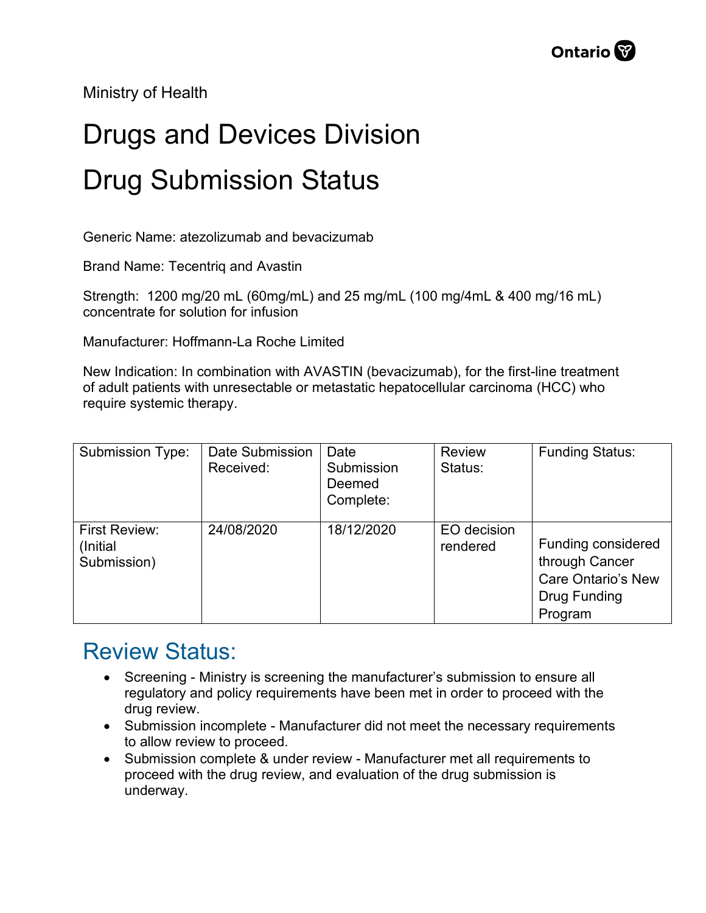Ministry of Health

# Drugs and Devices Division

# Drug Submission Status

Generic Name: atezolizumab and bevacizumab

Brand Name: Tecentriq and Avastin

Strength: 1200 mg/20 mL (60mg/mL) and 25 mg/mL (100 mg/4mL & 400 mg/16 mL) concentrate for solution for infusion

Manufacturer: Hoffmann-La Roche Limited

New Indication: In combination with AVASTIN (bevacizumab), for the first-line treatment of adult patients with unresectable or metastatic hepatocellular carcinoma (HCC) who require systemic therapy.

| Submission Type: | Date Submission Received: | Date Submission Deemed Complete: | Review Status: | Funding Status: |
|---|---|---|---|---|
| First Review: (Initial Submission) | 24/08/2020 | 18/12/2020 | EO decision rendered | Funding considered through Cancer Care Ontario's New Drug Funding Program |

## Review Status:

- Screening - Ministry is screening the manufacturer's submission to ensure all regulatory and policy requirements have been met in order to proceed with the drug review.
- Submission incomplete - Manufacturer did not meet the necessary requirements to allow review to proceed.
- Submission complete & under review - Manufacturer met all requirements to proceed with the drug review, and evaluation of the drug submission is underway.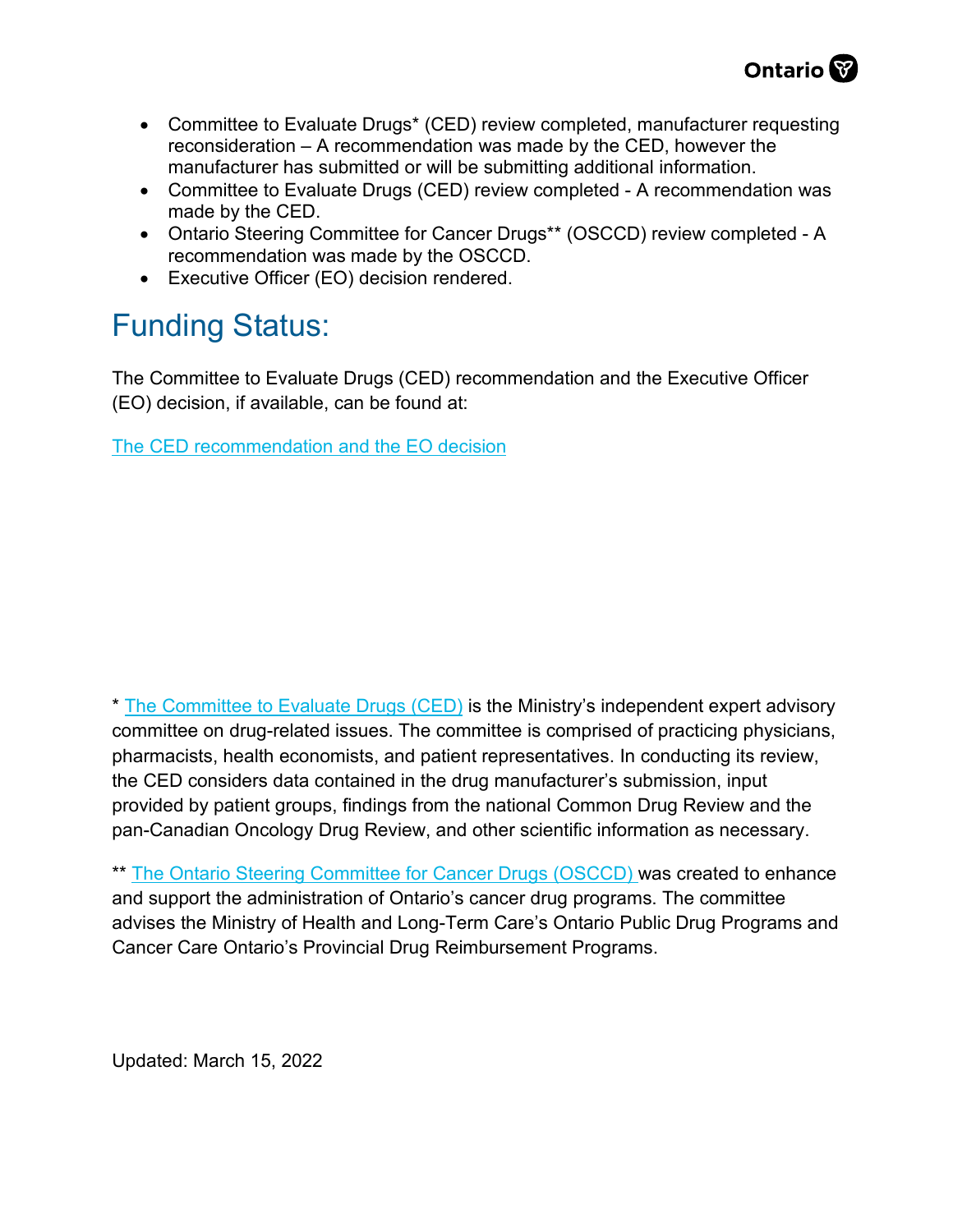- Committee to Evaluate Drugs* (CED) review completed, manufacturer requesting reconsideration – A recommendation was made by the CED, however the manufacturer has submitted or will be submitting additional information.
- Committee to Evaluate Drugs (CED) review completed - A recommendation was made by the CED.
- Ontario Steering Committee for Cancer Drugs** (OSCCD) review completed - A recommendation was made by the OSCCD.
- Executive Officer (EO) decision rendered.

## Funding Status:

The Committee to Evaluate Drugs (CED) recommendation and the Executive Officer (EO) decision, if available, can be found at:

The CED recommendation and the EO decision

* The Committee to Evaluate Drugs (CED) is the Ministry's independent expert advisory committee on drug-related issues. The committee is comprised of practicing physicians, pharmacists, health economists, and patient representatives. In conducting its review, the CED considers data contained in the drug manufacturer's submission, input provided by patient groups, findings from the national Common Drug Review and the pan-Canadian Oncology Drug Review, and other scientific information as necessary.

** The Ontario Steering Committee for Cancer Drugs (OSCCD) was created to enhance and support the administration of Ontario's cancer drug programs. The committee advises the Ministry of Health and Long-Term Care's Ontario Public Drug Programs and Cancer Care Ontario's Provincial Drug Reimbursement Programs.

Updated: March 15, 2022